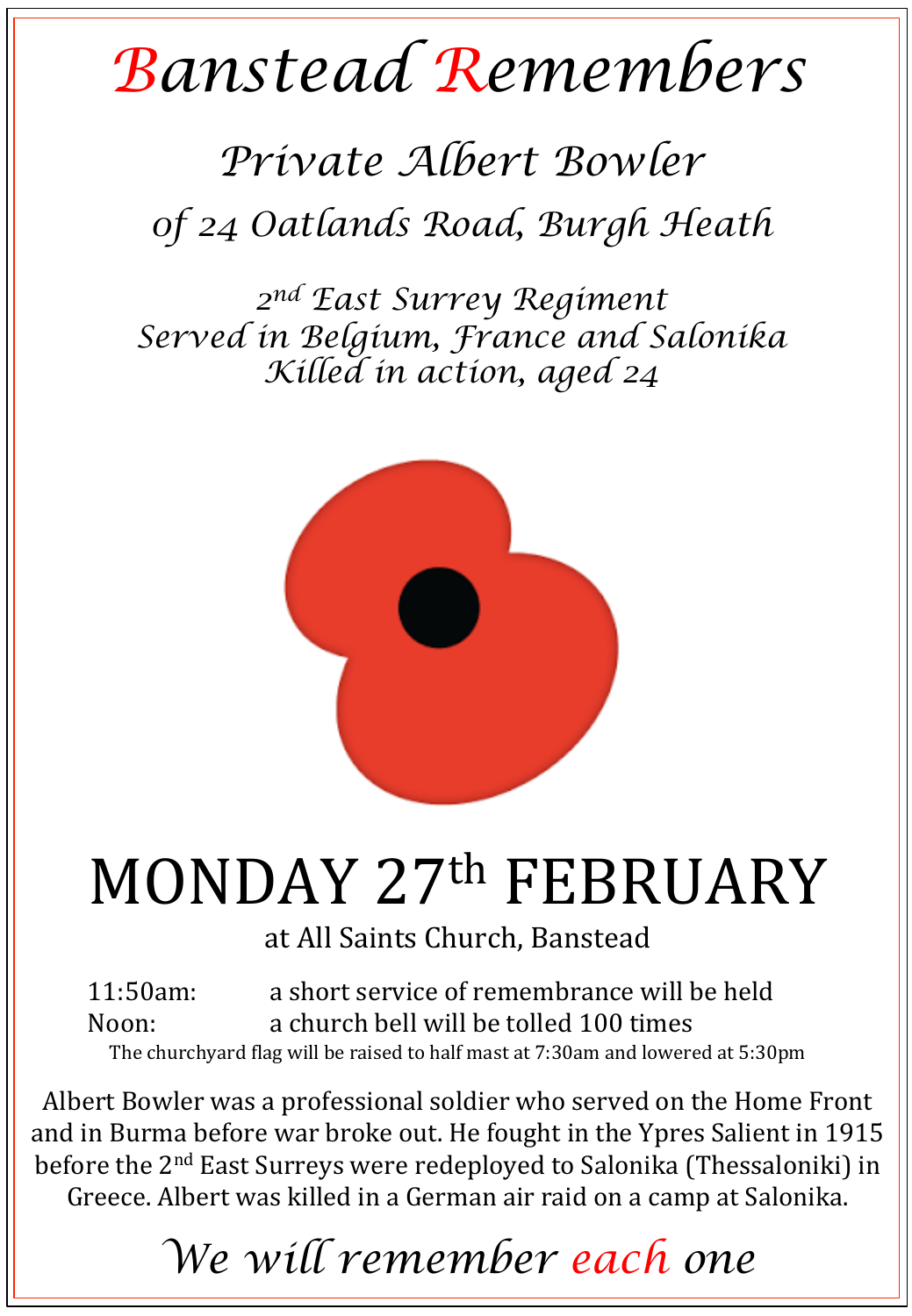# Banstead Remembers

## Private Albert Bowler

### of 24 Oatlands Road, Burgh Heath

*2nd East Surrey Regiment*
*Served in Belgium, France and Salonika*
*Killed in action, aged 24*

# MONDAY 27th FEBRUARY

at All Saints Church, Banstead

11:50am: a short service of remembrance will be held
Noon: a church bell will be tolled 100 times

The churchyard flag will be raised to half mast at 7:30am and lowered at 5:30pm

Albert Bowler was a professional soldier who served on the Home Front and in Burma before war broke out. He fought in the Ypres Salient in 1915 before the 2nd East Surreys were redeployed to Salonika (Thessaloniki) in Greece. Albert was killed in a German air raid on a camp at Salonika.

*We will remember each one*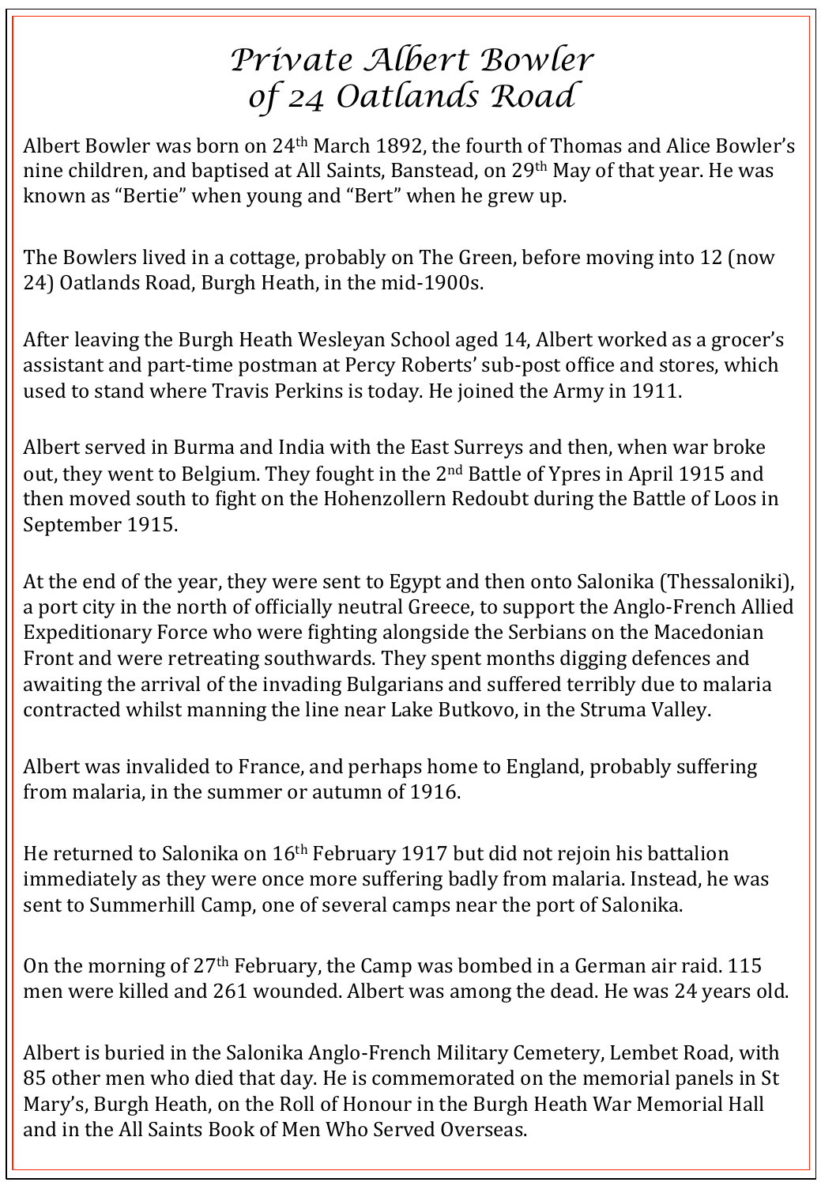# *Private Albert Bowler of 24 Oatlands Road*

Albert Bowler was born on 24th March 1892, the fourth of Thomas and Alice Bowler's nine children, and baptised at All Saints, Banstead, on 29th May of that year. He was known as "Bertie" when young and "Bert" when he grew up.

The Bowlers lived in a cottage, probably on The Green, before moving into 12 (now 24) Oatlands Road, Burgh Heath, in the mid-1900s.

After leaving the Burgh Heath Wesleyan School aged 14, Albert worked as a grocer's assistant and part-time postman at Percy Roberts' sub-post office and stores, which used to stand where Travis Perkins is today. He joined the Army in 1911.

Albert served in Burma and India with the East Surreys and then, when war broke out, they went to Belgium. They fought in the 2nd Battle of Ypres in April 1915 and then moved south to fight on the Hohenzollern Redoubt during the Battle of Loos in September 1915.

At the end of the year, they were sent to Egypt and then onto Salonika (Thessaloniki), a port city in the north of officially neutral Greece, to support the Anglo-French Allied Expeditionary Force who were fighting alongside the Serbians on the Macedonian Front and were retreating southwards. They spent months digging defences and awaiting the arrival of the invading Bulgarians and suffered terribly due to malaria contracted whilst manning the line near Lake Butkovo, in the Struma Valley.

Albert was invalided to France, and perhaps home to England, probably suffering from malaria, in the summer or autumn of 1916.

He returned to Salonika on 16th February 1917 but did not rejoin his battalion immediately as they were once more suffering badly from malaria. Instead, he was sent to Summerhill Camp, one of several camps near the port of Salonika.

On the morning of 27th February, the Camp was bombed in a German air raid. 115 men were killed and 261 wounded. Albert was among the dead. He was 24 years old.

Albert is buried in the Salonika Anglo-French Military Cemetery, Lembet Road, with 85 other men who died that day. He is commemorated on the memorial panels in St Mary's, Burgh Heath, on the Roll of Honour in the Burgh Heath War Memorial Hall and in the All Saints Book of Men Who Served Overseas.